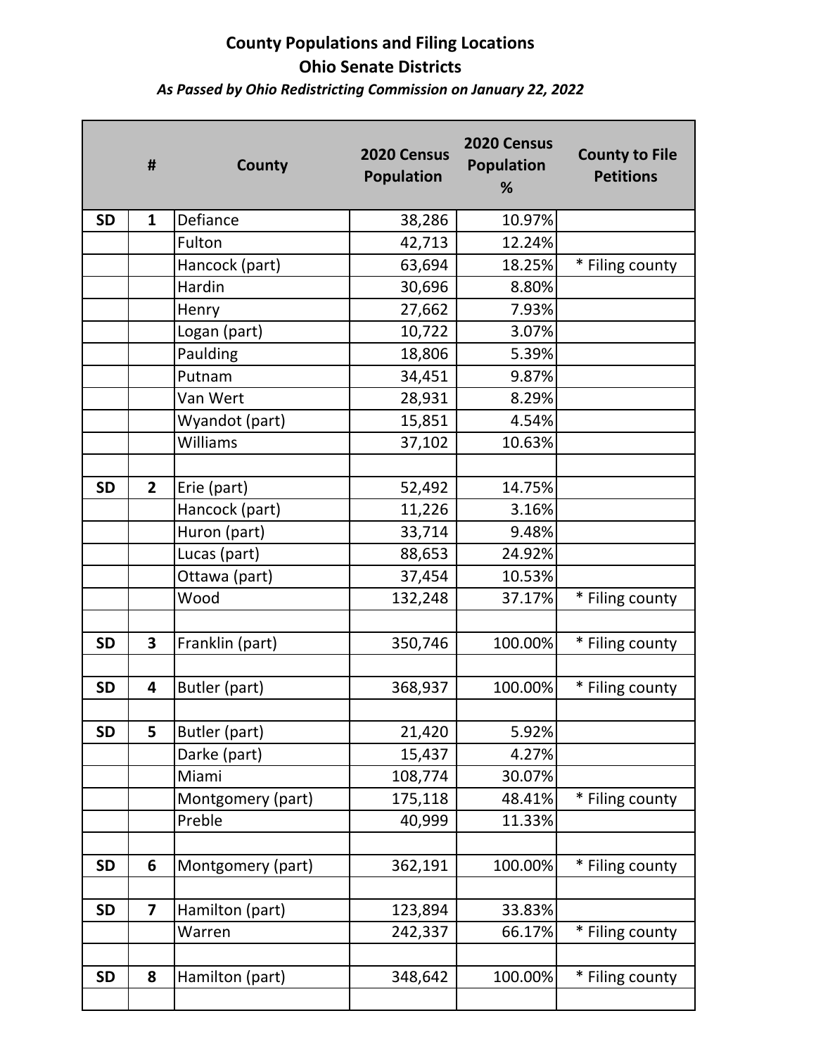**County Populations and Filing Locations**
**Ohio Senate Districts**
***As Passed by Ohio Redistricting Commission on January 22, 2022***

| | # | County | 2020 Census Population | 2020 Census Population % | County to File Petitions |
|---|---|---|---|---|---|
| SD | 1 | Defiance | 38,286 | 10.97% | |
| | | Fulton | 42,713 | 12.24% | |
| | | Hancock (part) | 63,694 | 18.25% | * Filing county |
| | | Hardin | 30,696 | 8.80% | |
| | | Henry | 27,662 | 7.93% | |
| | | Logan (part) | 10,722 | 3.07% | |
| | | Paulding | 18,806 | 5.39% | |
| | | Putnam | 34,451 | 9.87% | |
| | | Van Wert | 28,931 | 8.29% | |
| | | Wyandot (part) | 15,851 | 4.54% | |
| | | Williams | 37,102 | 10.63% | |
| | | | | | |
| SD | 2 | Erie (part) | 52,492 | 14.75% | |
| | | Hancock (part) | 11,226 | 3.16% | |
| | | Huron (part) | 33,714 | 9.48% | |
| | | Lucas (part) | 88,653 | 24.92% | |
| | | Ottawa (part) | 37,454 | 10.53% | |
| | | Wood | 132,248 | 37.17% | * Filing county |
| | | | | | |
| SD | 3 | Franklin (part) | 350,746 | 100.00% | * Filing county |
| | | | | | |
| SD | 4 | Butler (part) | 368,937 | 100.00% | * Filing county |
| | | | | | |
| SD | 5 | Butler (part) | 21,420 | 5.92% | |
| | | Darke (part) | 15,437 | 4.27% | |
| | | Miami | 108,774 | 30.07% | |
| | | Montgomery (part) | 175,118 | 48.41% | * Filing county |
| | | Preble | 40,999 | 11.33% | |
| | | | | | |
| SD | 6 | Montgomery (part) | 362,191 | 100.00% | * Filing county |
| | | | | | |
| SD | 7 | Hamilton (part) | 123,894 | 33.83% | |
| | | Warren | 242,337 | 66.17% | * Filing county |
| | | | | | |
| SD | 8 | Hamilton (part) | 348,642 | 100.00% | * Filing county |
| | | | | | |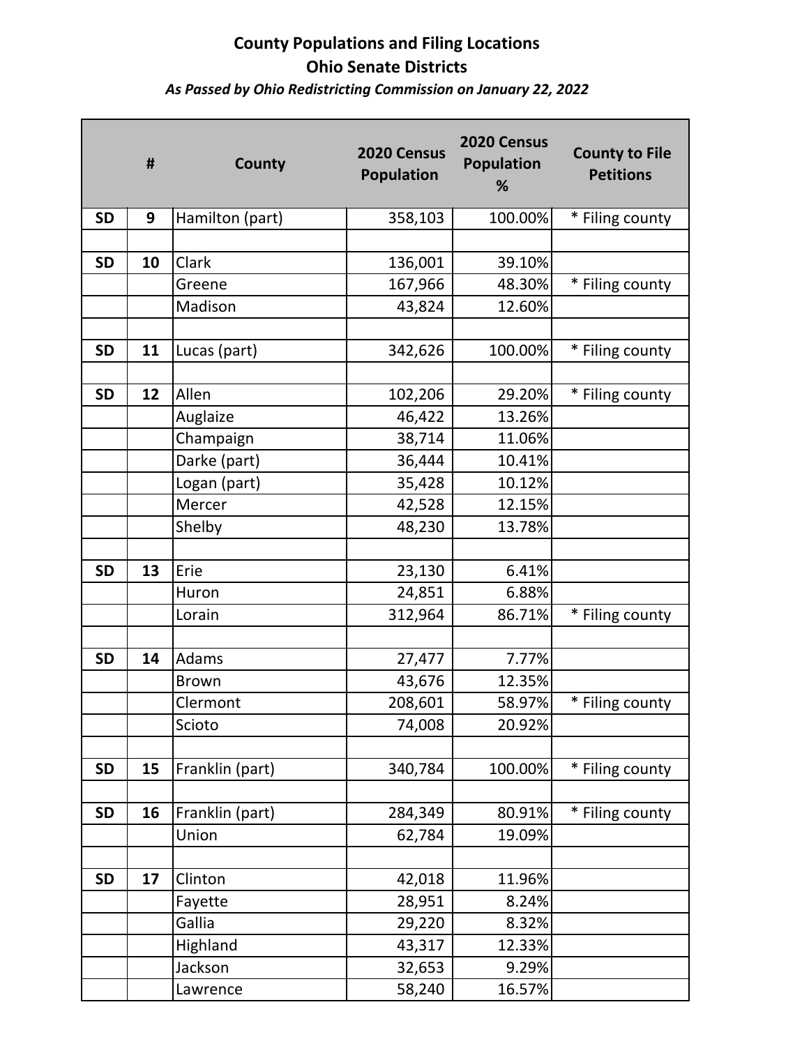**County Populations and Filing Locations**
**Ohio Senate Districts**
***As Passed by Ohio Redistricting Commission on January 22, 2022***

| | # | County | 2020 Census Population | 2020 Census Population % | County to File Petitions |
|---|---|---|---|---|---|
| SD | 9 | Hamilton (part) | 358,103 | 100.00% | * Filing county |
| | | | | | |
| SD | 10 | Clark | 136,001 | 39.10% | |
| | | Greene | 167,966 | 48.30% | * Filing county |
| | | Madison | 43,824 | 12.60% | |
| | | | | | |
| SD | 11 | Lucas (part) | 342,626 | 100.00% | * Filing county |
| | | | | | |
| SD | 12 | Allen | 102,206 | 29.20% | * Filing county |
| | | Auglaize | 46,422 | 13.26% | |
| | | Champaign | 38,714 | 11.06% | |
| | | Darke (part) | 36,444 | 10.41% | |
| | | Logan (part) | 35,428 | 10.12% | |
| | | Mercer | 42,528 | 12.15% | |
| | | Shelby | 48,230 | 13.78% | |
| | | | | | |
| SD | 13 | Erie | 23,130 | 6.41% | |
| | | Huron | 24,851 | 6.88% | |
| | | Lorain | 312,964 | 86.71% | * Filing county |
| | | | | | |
| SD | 14 | Adams | 27,477 | 7.77% | |
| | | Brown | 43,676 | 12.35% | |
| | | Clermont | 208,601 | 58.97% | * Filing county |
| | | Scioto | 74,008 | 20.92% | |
| | | | | | |
| SD | 15 | Franklin (part) | 340,784 | 100.00% | * Filing county |
| | | | | | |
| SD | 16 | Franklin (part) | 284,349 | 80.91% | * Filing county |
| | | Union | 62,784 | 19.09% | |
| | | | | | |
| SD | 17 | Clinton | 42,018 | 11.96% | |
| | | Fayette | 28,951 | 8.24% | |
| | | Gallia | 29,220 | 8.32% | |
| | | Highland | 43,317 | 12.33% | |
| | | Jackson | 32,653 | 9.29% | |
| | | Lawrence | 58,240 | 16.57% | |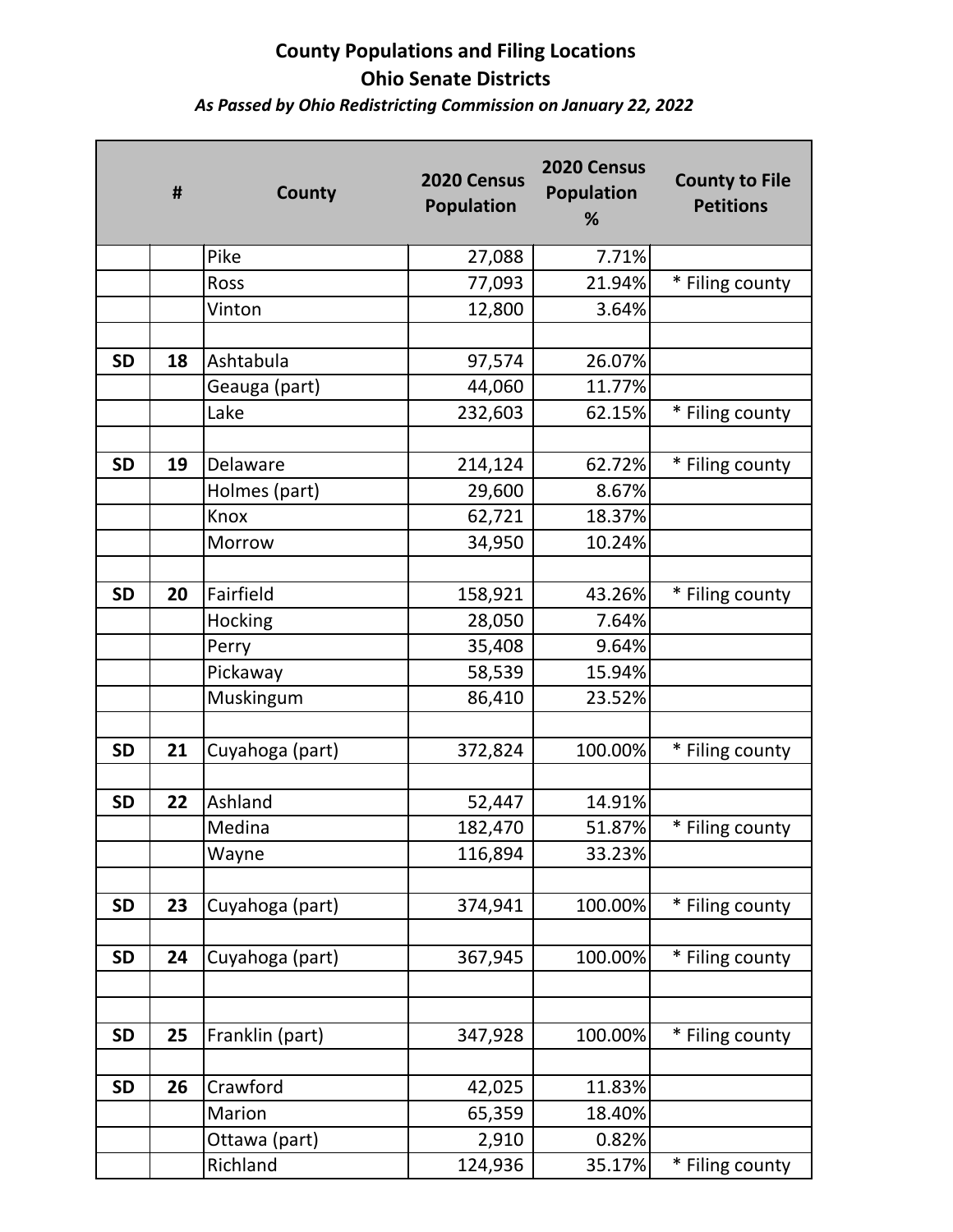**County Populations and Filing Locations**
**Ohio Senate Districts**
***As Passed by Ohio Redistricting Commission on January 22, 2022***

| | # | County | 2020 Census Population | 2020 Census Population % | County to File Petitions |
|---|---|---|---|---|---|
| | | Pike | 27,088 | 7.71% | |
| | | Ross | 77,093 | 21.94% | * Filing county |
| | | Vinton | 12,800 | 3.64% | |
| | | | | | |
| SD | 18 | Ashtabula | 97,574 | 26.07% | |
| | | Geauga (part) | 44,060 | 11.77% | |
| | | Lake | 232,603 | 62.15% | * Filing county |
| | | | | | |
| SD | 19 | Delaware | 214,124 | 62.72% | * Filing county |
| | | Holmes (part) | 29,600 | 8.67% | |
| | | Knox | 62,721 | 18.37% | |
| | | Morrow | 34,950 | 10.24% | |
| | | | | | |
| SD | 20 | Fairfield | 158,921 | 43.26% | * Filing county |
| | | Hocking | 28,050 | 7.64% | |
| | | Perry | 35,408 | 9.64% | |
| | | Pickaway | 58,539 | 15.94% | |
| | | Muskingum | 86,410 | 23.52% | |
| | | | | | |
| SD | 21 | Cuyahoga (part) | 372,824 | 100.00% | * Filing county |
| | | | | | |
| SD | 22 | Ashland | 52,447 | 14.91% | |
| | | Medina | 182,470 | 51.87% | * Filing county |
| | | Wayne | 116,894 | 33.23% | |
| | | | | | |
| SD | 23 | Cuyahoga (part) | 374,941 | 100.00% | * Filing county |
| | | | | | |
| SD | 24 | Cuyahoga (part) | 367,945 | 100.00% | * Filing county |
| | | | | | |
| | | | | | |
| SD | 25 | Franklin (part) | 347,928 | 100.00% | * Filing county |
| | | | | | |
| SD | 26 | Crawford | 42,025 | 11.83% | |
| | | Marion | 65,359 | 18.40% | |
| | | Ottawa (part) | 2,910 | 0.82% | |
| | | Richland | 124,936 | 35.17% | * Filing county |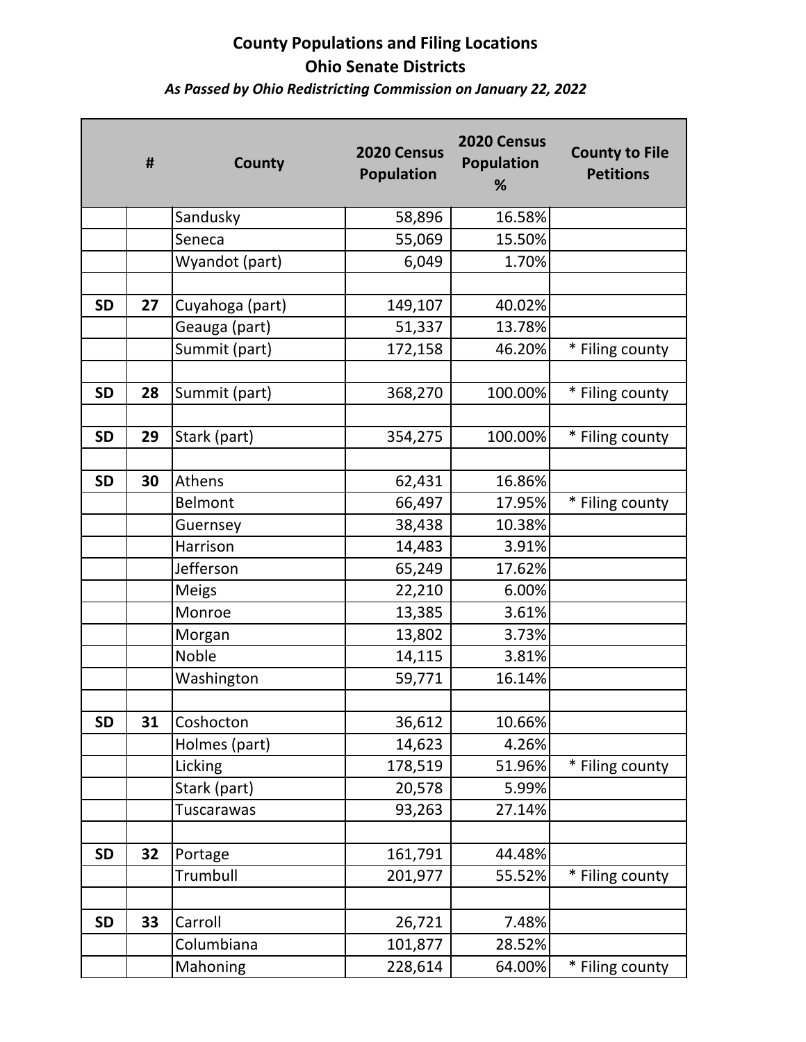**County Populations and Filing Locations**
**Ohio Senate Districts**
***As Passed by Ohio Redistricting Commission on January 22, 2022***

| | # | County | 2020 Census Population | 2020 Census Population % | County to File Petitions |
|---|---|---|---|---|---|
| | | Sandusky | 58,896 | 16.58% | |
| | | Seneca | 55,069 | 15.50% | |
| | | Wyandot (part) | 6,049 | 1.70% | |
| | | | | | |
| SD | 27 | Cuyahoga (part) | 149,107 | 40.02% | |
| | | Geauga (part) | 51,337 | 13.78% | |
| | | Summit (part) | 172,158 | 46.20% | * Filing county |
| | | | | | |
| SD | 28 | Summit (part) | 368,270 | 100.00% | * Filing county |
| | | | | | |
| SD | 29 | Stark (part) | 354,275 | 100.00% | * Filing county |
| | | | | | |
| SD | 30 | Athens | 62,431 | 16.86% | |
| | | Belmont | 66,497 | 17.95% | * Filing county |
| | | Guernsey | 38,438 | 10.38% | |
| | | Harrison | 14,483 | 3.91% | |
| | | Jefferson | 65,249 | 17.62% | |
| | | Meigs | 22,210 | 6.00% | |
| | | Monroe | 13,385 | 3.61% | |
| | | Morgan | 13,802 | 3.73% | |
| | | Noble | 14,115 | 3.81% | |
| | | Washington | 59,771 | 16.14% | |
| | | | | | |
| SD | 31 | Coshocton | 36,612 | 10.66% | |
| | | Holmes (part) | 14,623 | 4.26% | |
| | | Licking | 178,519 | 51.96% | * Filing county |
| | | Stark (part) | 20,578 | 5.99% | |
| | | Tuscarawas | 93,263 | 27.14% | |
| | | | | | |
| SD | 32 | Portage | 161,791 | 44.48% | |
| | | Trumbull | 201,977 | 55.52% | * Filing county |
| | | | | | |
| SD | 33 | Carroll | 26,721 | 7.48% | |
| | | Columbiana | 101,877 | 28.52% | |
| | | Mahoning | 228,614 | 64.00% | * Filing county |